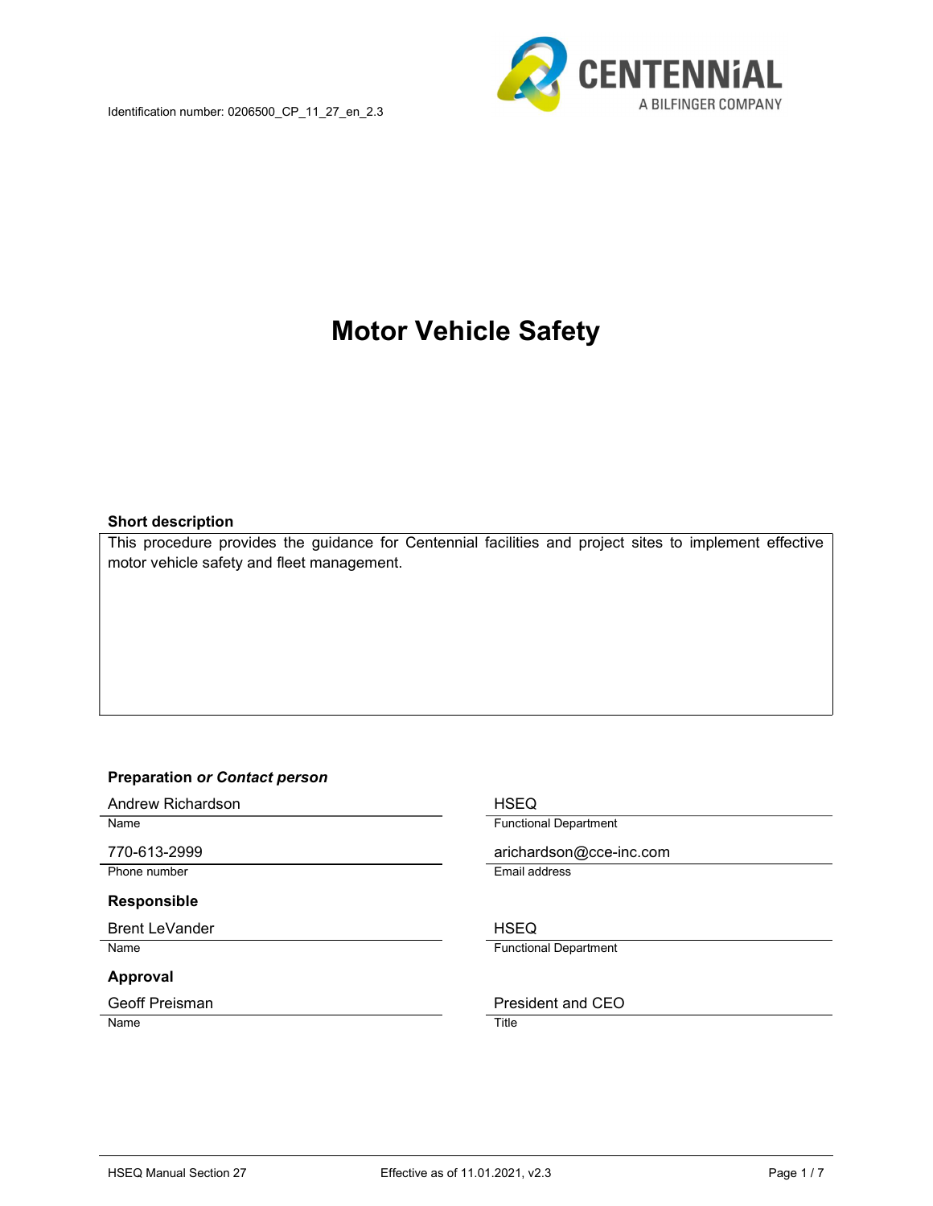Identification number: 0206500_CP_11_27_en_2.3

CENTENNiAL
A BILFINGER COMPANY

# Motor Vehicle Safety

**Short description**

This procedure provides the guidance for Centennial facilities and project sites to implement effective motor vehicle safety and fleet management.

**Preparation *or Contact person***

| | |
|---|---|
| Andrew Richardson | HSEQ |
| Name | Functional Department |
| 770-613-2999 | arichardson@cce-inc.com |
| Phone number | Email address |

**Responsible**

| | |
|---|---|
| Brent LeVander | HSEQ |
| Name | Functional Department |

**Approval**

| | |
|---|---|
| Geoff Preisman | President and CEO |
| Name | Title |

HSEQ Manual Section 27 — Effective as of 11.01.2021, v2.3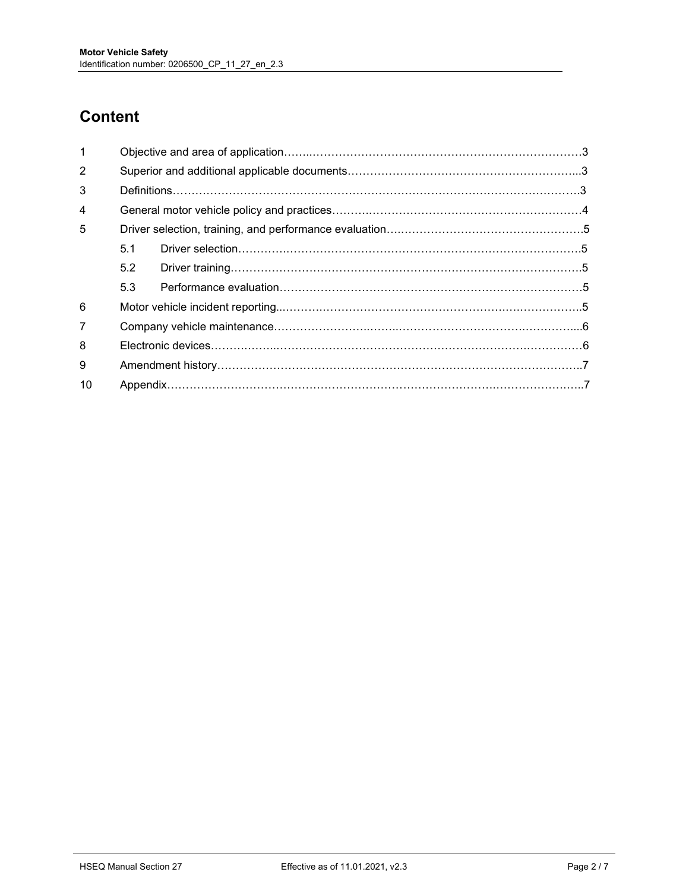## Content

| | | |
|---|---|---|
| 1 | Objective and area of application | 3 |
| 2 | Superior and additional applicable documents | 3 |
| 3 | Definitions | 3 |
| 4 | General motor vehicle policy and practices | 4 |
| 5 | Driver selection, training, and performance evaluation | 5 |
| 5.1 | Driver selection | 5 |
| 5.2 | Driver training | 5 |
| 5.3 | Performance evaluation | 5 |
| 6 | Motor vehicle incident reporting | 5 |
| 7 | Company vehicle maintenance | 6 |
| 8 | Electronic devices | 6 |
| 9 | Amendment history | 7 |
| 10 | Appendix | 7 |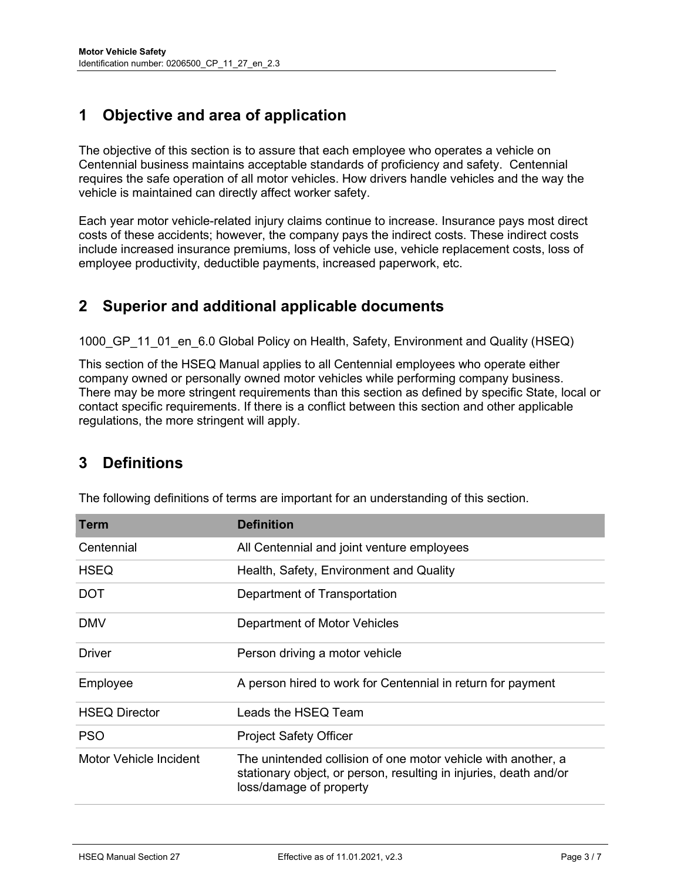## 1 Objective and area of application

The objective of this section is to assure that each employee who operates a vehicle on Centennial business maintains acceptable standards of proficiency and safety. Centennial requires the safe operation of all motor vehicles. How drivers handle vehicles and the way the vehicle is maintained can directly affect worker safety.

Each year motor vehicle-related injury claims continue to increase. Insurance pays most direct costs of these accidents; however, the company pays the indirect costs. These indirect costs include increased insurance premiums, loss of vehicle use, vehicle replacement costs, loss of employee productivity, deductible payments, increased paperwork, etc.

## 2 Superior and additional applicable documents

1000_GP_11_01_en_6.0 Global Policy on Health, Safety, Environment and Quality (HSEQ)

This section of the HSEQ Manual applies to all Centennial employees who operate either company owned or personally owned motor vehicles while performing company business. There may be more stringent requirements than this section as defined by specific State, local or contact specific requirements. If there is a conflict between this section and other applicable regulations, the more stringent will apply.

## 3 Definitions

The following definitions of terms are important for an understanding of this section.

| Term | Definition |
|---|---|
| Centennial | All Centennial and joint venture employees |
| HSEQ | Health, Safety, Environment and Quality |
| DOT | Department of Transportation |
| DMV | Department of Motor Vehicles |
| Driver | Person driving a motor vehicle |
| Employee | A person hired to work for Centennial in return for payment |
| HSEQ Director | Leads the HSEQ Team |
| PSO | Project Safety Officer |
| Motor Vehicle Incident | The unintended collision of one motor vehicle with another, a stationary object, or person, resulting in injuries, death and/or loss/damage of property |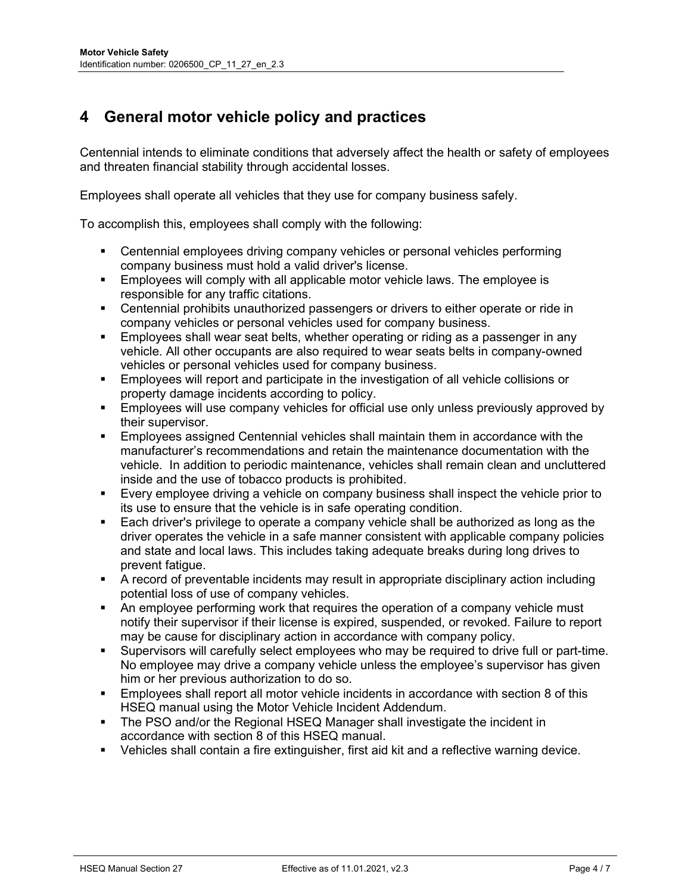# 4 General motor vehicle policy and practices

Centennial intends to eliminate conditions that adversely affect the health or safety of employees and threaten financial stability through accidental losses.

Employees shall operate all vehicles that they use for company business safely.

To accomplish this, employees shall comply with the following:

- Centennial employees driving company vehicles or personal vehicles performing company business must hold a valid driver's license.
- Employees will comply with all applicable motor vehicle laws. The employee is responsible for any traffic citations.
- Centennial prohibits unauthorized passengers or drivers to either operate or ride in company vehicles or personal vehicles used for company business.
- Employees shall wear seat belts, whether operating or riding as a passenger in any vehicle. All other occupants are also required to wear seats belts in company-owned vehicles or personal vehicles used for company business.
- Employees will report and participate in the investigation of all vehicle collisions or property damage incidents according to policy.
- Employees will use company vehicles for official use only unless previously approved by their supervisor.
- Employees assigned Centennial vehicles shall maintain them in accordance with the manufacturer's recommendations and retain the maintenance documentation with the vehicle. In addition to periodic maintenance, vehicles shall remain clean and uncluttered inside and the use of tobacco products is prohibited.
- Every employee driving a vehicle on company business shall inspect the vehicle prior to its use to ensure that the vehicle is in safe operating condition.
- Each driver's privilege to operate a company vehicle shall be authorized as long as the driver operates the vehicle in a safe manner consistent with applicable company policies and state and local laws. This includes taking adequate breaks during long drives to prevent fatigue.
- A record of preventable incidents may result in appropriate disciplinary action including potential loss of use of company vehicles.
- An employee performing work that requires the operation of a company vehicle must notify their supervisor if their license is expired, suspended, or revoked. Failure to report may be cause for disciplinary action in accordance with company policy.
- Supervisors will carefully select employees who may be required to drive full or part-time. No employee may drive a company vehicle unless the employee's supervisor has given him or her previous authorization to do so.
- Employees shall report all motor vehicle incidents in accordance with section 8 of this HSEQ manual using the Motor Vehicle Incident Addendum.
- The PSO and/or the Regional HSEQ Manager shall investigate the incident in accordance with section 8 of this HSEQ manual.
- Vehicles shall contain a fire extinguisher, first aid kit and a reflective warning device.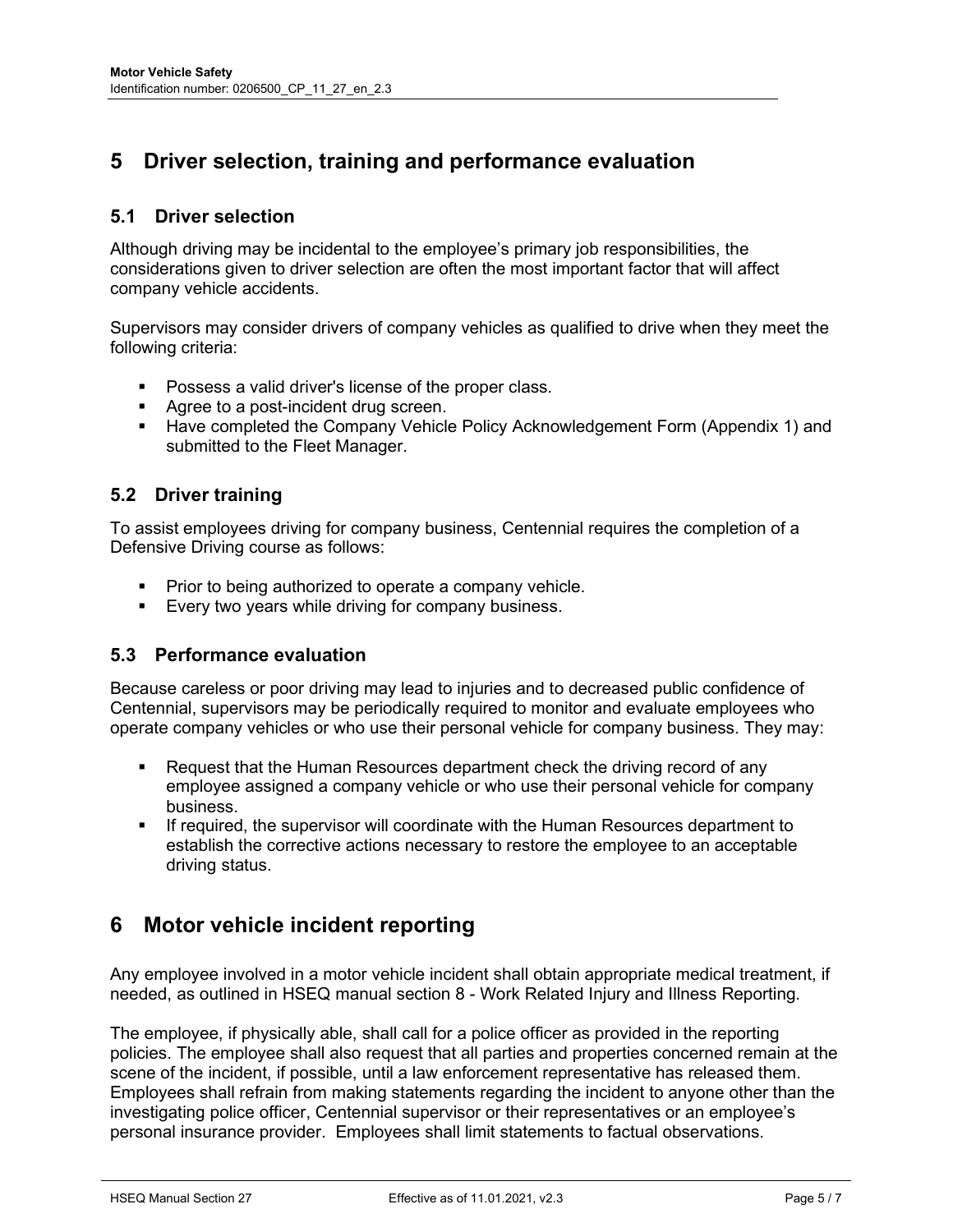# 5 Driver selection, training and performance evaluation

## 5.1 Driver selection

Although driving may be incidental to the employee's primary job responsibilities, the considerations given to driver selection are often the most important factor that will affect company vehicle accidents.

Supervisors may consider drivers of company vehicles as qualified to drive when they meet the following criteria:

- Possess a valid driver's license of the proper class.
- Agree to a post-incident drug screen.
- Have completed the Company Vehicle Policy Acknowledgement Form (Appendix 1) and submitted to the Fleet Manager.

## 5.2 Driver training

To assist employees driving for company business, Centennial requires the completion of a Defensive Driving course as follows:

- Prior to being authorized to operate a company vehicle.
- Every two years while driving for company business.

## 5.3 Performance evaluation

Because careless or poor driving may lead to injuries and to decreased public confidence of Centennial, supervisors may be periodically required to monitor and evaluate employees who operate company vehicles or who use their personal vehicle for company business. They may:

- Request that the Human Resources department check the driving record of any employee assigned a company vehicle or who use their personal vehicle for company business.
- If required, the supervisor will coordinate with the Human Resources department to establish the corrective actions necessary to restore the employee to an acceptable driving status.

# 6 Motor vehicle incident reporting

Any employee involved in a motor vehicle incident shall obtain appropriate medical treatment, if needed, as outlined in HSEQ manual section 8 - Work Related Injury and Illness Reporting.

The employee, if physically able, shall call for a police officer as provided in the reporting policies. The employee shall also request that all parties and properties concerned remain at the scene of the incident, if possible, until a law enforcement representative has released them. Employees shall refrain from making statements regarding the incident to anyone other than the investigating police officer, Centennial supervisor or their representatives or an employee's personal insurance provider. Employees shall limit statements to factual observations.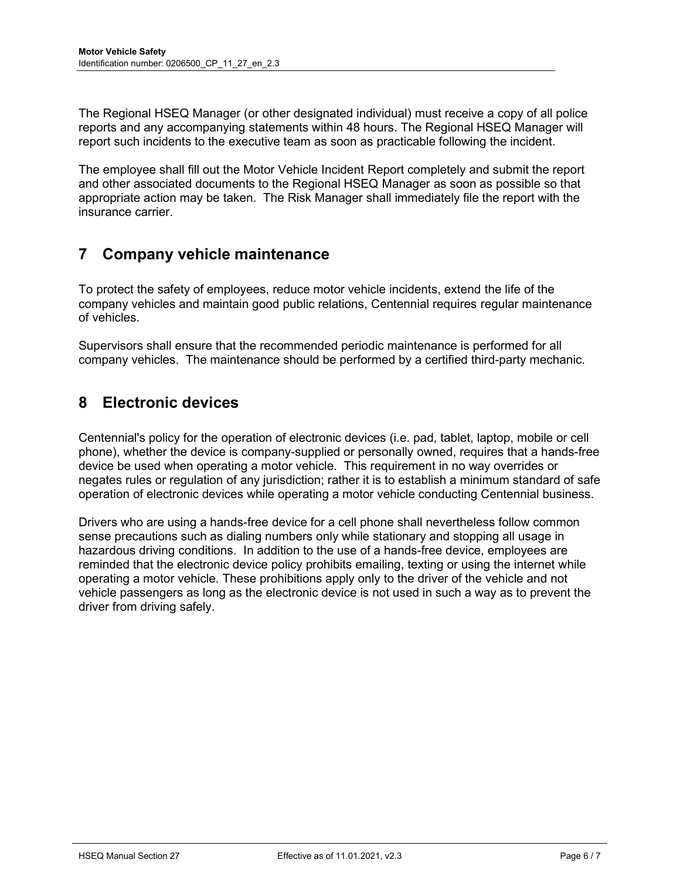The Regional HSEQ Manager (or other designated individual) must receive a copy of all police reports and any accompanying statements within 48 hours. The Regional HSEQ Manager will report such incidents to the executive team as soon as practicable following the incident.

The employee shall fill out the Motor Vehicle Incident Report completely and submit the report and other associated documents to the Regional HSEQ Manager as soon as possible so that appropriate action may be taken. The Risk Manager shall immediately file the report with the insurance carrier.

# 7 Company vehicle maintenance

To protect the safety of employees, reduce motor vehicle incidents, extend the life of the company vehicles and maintain good public relations, Centennial requires regular maintenance of vehicles.

Supervisors shall ensure that the recommended periodic maintenance is performed for all company vehicles. The maintenance should be performed by a certified third-party mechanic.

# 8 Electronic devices

Centennial's policy for the operation of electronic devices (i.e. pad, tablet, laptop, mobile or cell phone), whether the device is company-supplied or personally owned, requires that a hands-free device be used when operating a motor vehicle. This requirement in no way overrides or negates rules or regulation of any jurisdiction; rather it is to establish a minimum standard of safe operation of electronic devices while operating a motor vehicle conducting Centennial business.

Drivers who are using a hands-free device for a cell phone shall nevertheless follow common sense precautions such as dialing numbers only while stationary and stopping all usage in hazardous driving conditions. In addition to the use of a hands-free device, employees are reminded that the electronic device policy prohibits emailing, texting or using the internet while operating a motor vehicle. These prohibitions apply only to the driver of the vehicle and not vehicle passengers as long as the electronic device is not used in such a way as to prevent the driver from driving safely.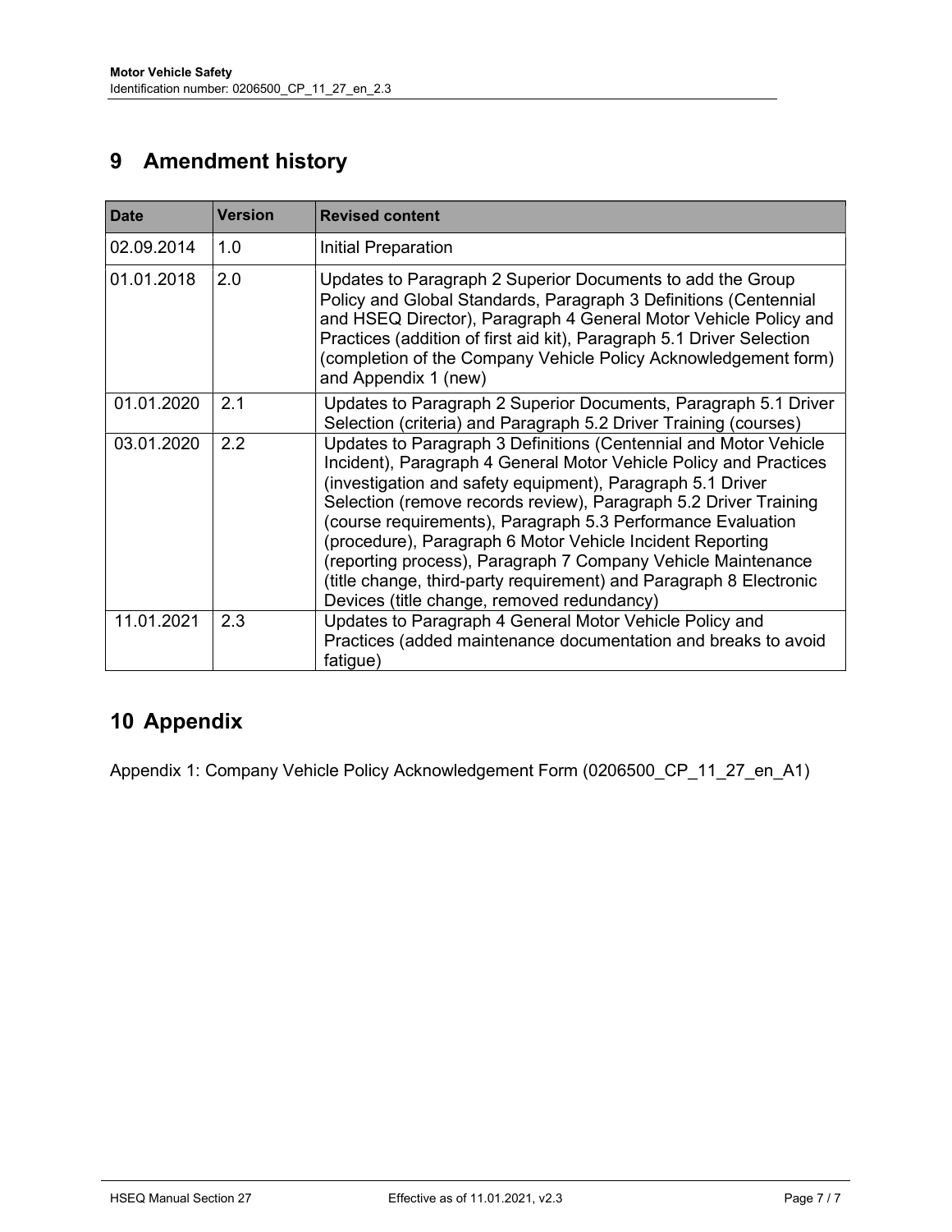# 9 Amendment history

| Date | Version | Revised content |
|---|---|---|
| 02.09.2014 | 1.0 | Initial Preparation |
| 01.01.2018 | 2.0 | Updates to Paragraph 2 Superior Documents to add the Group Policy and Global Standards, Paragraph 3 Definitions (Centennial and HSEQ Director), Paragraph 4 General Motor Vehicle Policy and Practices (addition of first aid kit), Paragraph 5.1 Driver Selection (completion of the Company Vehicle Policy Acknowledgement form) and Appendix 1 (new) |
| 01.01.2020 | 2.1 | Updates to Paragraph 2 Superior Documents, Paragraph 5.1 Driver Selection (criteria) and Paragraph 5.2 Driver Training (courses) |
| 03.01.2020 | 2.2 | Updates to Paragraph 3 Definitions (Centennial and Motor Vehicle Incident), Paragraph 4 General Motor Vehicle Policy and Practices (investigation and safety equipment), Paragraph 5.1 Driver Selection (remove records review), Paragraph 5.2 Driver Training (course requirements), Paragraph 5.3 Performance Evaluation (procedure), Paragraph 6 Motor Vehicle Incident Reporting (reporting process), Paragraph 7 Company Vehicle Maintenance (title change, third-party requirement) and Paragraph 8 Electronic Devices (title change, removed redundancy) |
| 11.01.2021 | 2.3 | Updates to Paragraph 4 General Motor Vehicle Policy and Practices (added maintenance documentation and breaks to avoid fatigue) |

# 10 Appendix

Appendix 1: Company Vehicle Policy Acknowledgement Form (0206500_CP_11_27_en_A1)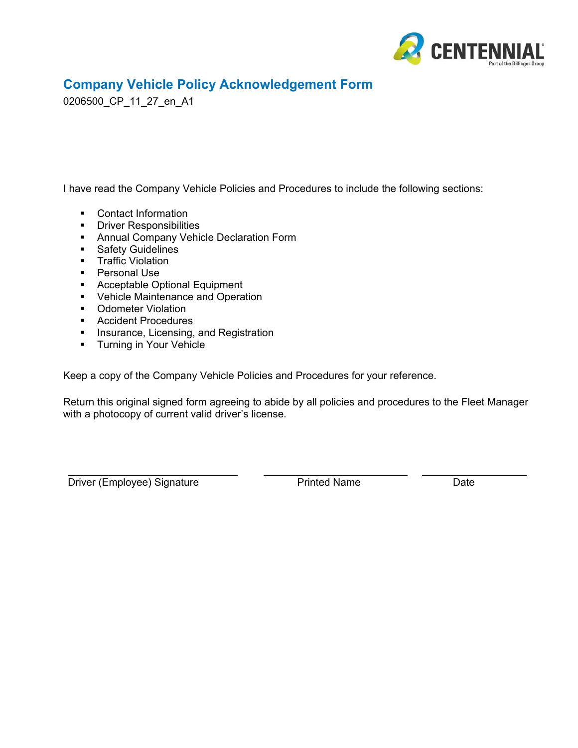## Company Vehicle Policy Acknowledgement Form

0206500_CP_11_27_en_A1

I have read the Company Vehicle Policies and Procedures to include the following sections:

- Contact Information
- Driver Responsibilities
- Annual Company Vehicle Declaration Form
- Safety Guidelines
- Traffic Violation
- Personal Use
- Acceptable Optional Equipment
- Vehicle Maintenance and Operation
- Odometer Violation
- Accident Procedures
- Insurance, Licensing, and Registration
- Turning in Your Vehicle

Keep a copy of the Company Vehicle Policies and Procedures for your reference.

Return this original signed form agreeing to abide by all policies and procedures to the Fleet Manager with a photocopy of current valid driver's license.

\_\_\_\_\_\_\_\_\_\_\_\_\_\_\_\_\_\_\_\_\_\_\_\_\_\_\_\_ Driver (Employee) Signature

\_\_\_\_\_\_\_\_\_\_\_\_\_\_\_\_\_\_\_\_\_\_\_\_\_\_\_\_ Printed Name

\_\_\_\_\_\_\_\_\_\_\_\_\_\_\_\_\_\_ Date